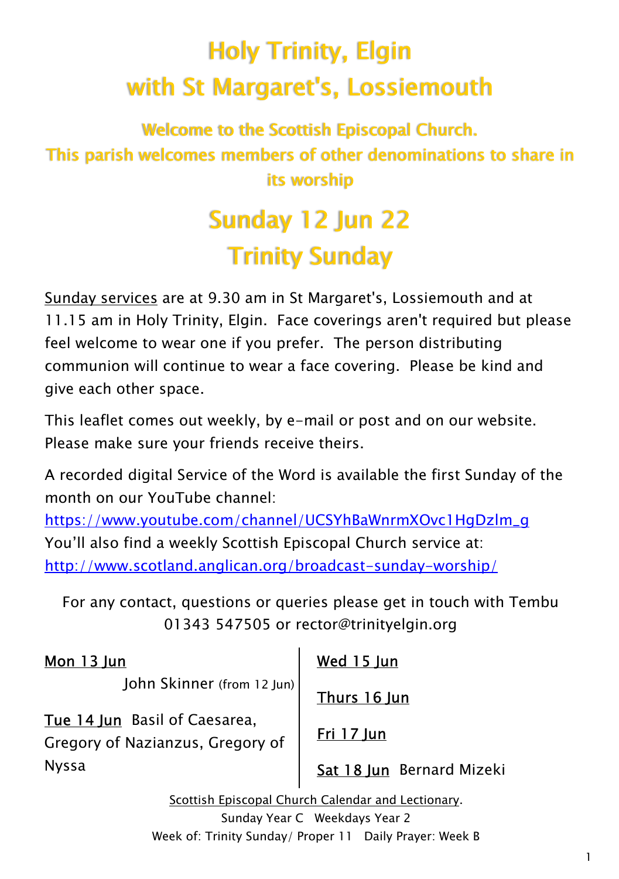# Holy Trinity, Elgin
# with St Margaret's, Lossiemouth

## Welcome to the Scottish Episcopal Church.
## This parish welcomes members of other denominations to share in its worship

# Sunday 12 Jun 22
# Trinity Sunday

Sunday services are at 9.30 am in St Margaret's, Lossiemouth and at 11.15 am in Holy Trinity, Elgin. Face coverings aren't required but please feel welcome to wear one if you prefer. The person distributing communion will continue to wear a face covering. Please be kind and give each other space.

This leaflet comes out weekly, by e-mail or post and on our website. Please make sure your friends receive theirs.

A recorded digital Service of the Word is available the first Sunday of the month on our YouTube channel:
https://www.youtube.com/channel/UCSYhBaWnrmXOvc1HgDzlm_g
You'll also find a weekly Scottish Episcopal Church service at:
http://www.scotland.anglican.org/broadcast-sunday-worship/

For any contact, questions or queries please get in touch with Tembu 01343 547505 or rector@trinityelgin.org

Mon 13 Jun
John Skinner (from 12 Jun)

Tue 14 Jun Basil of Caesarea, Gregory of Nazianzus, Gregory of Nyssa

Wed 15 Jun

Thurs 16 Jun

Fri 17 Jun

Sat 18 Jun Bernard Mizeki

Scottish Episcopal Church Calendar and Lectionary.
Sunday Year C Weekdays Year 2
Week of: Trinity Sunday/ Proper 11 Daily Prayer: Week B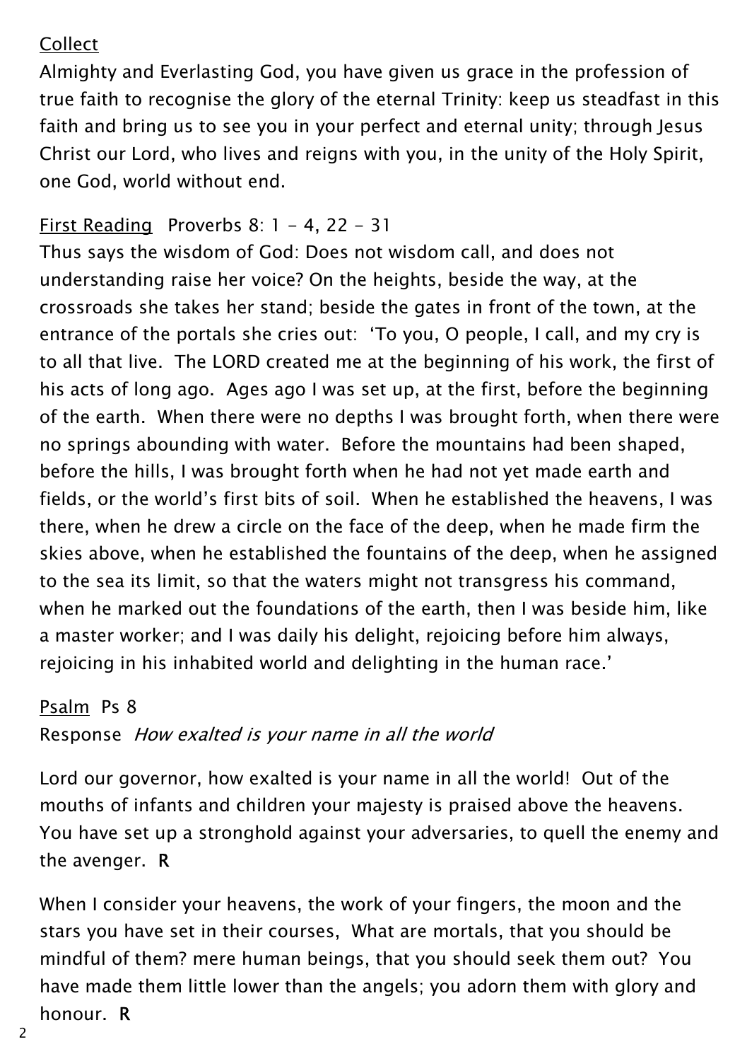Collect

Almighty and Everlasting God, you have given us grace in the profession of true faith to recognise the glory of the eternal Trinity: keep us steadfast in this faith and bring us to see you in your perfect and eternal unity; through Jesus Christ our Lord, who lives and reigns with you, in the unity of the Holy Spirit, one God, world without end.

First Reading  Proverbs 8: 1 - 4, 22 - 31

Thus says the wisdom of God: Does not wisdom call, and does not understanding raise her voice? On the heights, beside the way, at the crossroads she takes her stand; beside the gates in front of the town, at the entrance of the portals she cries out: 'To you, O people, I call, and my cry is to all that live. The LORD created me at the beginning of his work, the first of his acts of long ago. Ages ago I was set up, at the first, before the beginning of the earth. When there were no depths I was brought forth, when there were no springs abounding with water. Before the mountains had been shaped, before the hills, I was brought forth when he had not yet made earth and fields, or the world's first bits of soil. When he established the heavens, I was there, when he drew a circle on the face of the deep, when he made firm the skies above, when he established the fountains of the deep, when he assigned to the sea its limit, so that the waters might not transgress his command, when he marked out the foundations of the earth, then I was beside him, like a master worker; and I was daily his delight, rejoicing before him always, rejoicing in his inhabited world and delighting in the human race.'

Psalm  Ps 8

Response  *How exalted is your name in all the world*

Lord our governor, how exalted is your name in all the world! Out of the mouths of infants and children your majesty is praised above the heavens. You have set up a stronghold against your adversaries, to quell the enemy and the avenger. **R**

When I consider your heavens, the work of your fingers, the moon and the stars you have set in their courses, What are mortals, that you should be mindful of them? mere human beings, that you should seek them out? You have made them little lower than the angels; you adorn them with glory and honour. **R**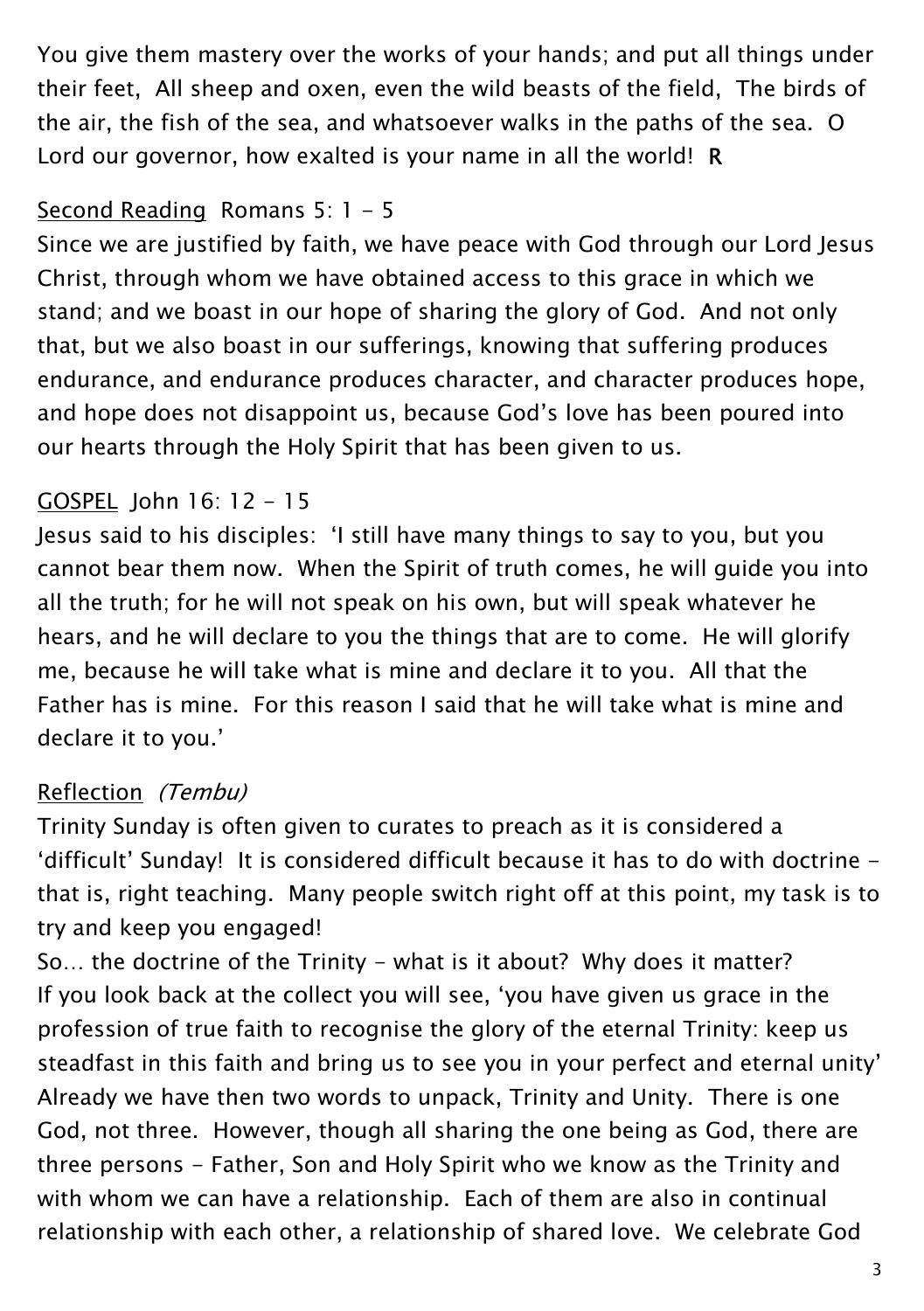You give them mastery over the works of your hands; and put all things under their feet, All sheep and oxen, even the wild beasts of the field, The birds of the air, the fish of the sea, and whatsoever walks in the paths of the sea. O Lord our governor, how exalted is your name in all the world! **R**

Second Reading Romans 5: 1 - 5

Since we are justified by faith, we have peace with God through our Lord Jesus Christ, through whom we have obtained access to this grace in which we stand; and we boast in our hope of sharing the glory of God. And not only that, but we also boast in our sufferings, knowing that suffering produces endurance, and endurance produces character, and character produces hope, and hope does not disappoint us, because God's love has been poured into our hearts through the Holy Spirit that has been given to us.

GOSPEL John 16: 12 - 15

Jesus said to his disciples: 'I still have many things to say to you, but you cannot bear them now. When the Spirit of truth comes, he will guide you into all the truth; for he will not speak on his own, but will speak whatever he hears, and he will declare to you the things that are to come. He will glorify me, because he will take what is mine and declare it to you. All that the Father has is mine. For this reason I said that he will take what is mine and declare it to you.'

Reflection *(Tembu)*

Trinity Sunday is often given to curates to preach as it is considered a 'difficult' Sunday! It is considered difficult because it has to do with doctrine - that is, right teaching. Many people switch right off at this point, my task is to try and keep you engaged!

So… the doctrine of the Trinity - what is it about? Why does it matter? If you look back at the collect you will see, 'you have given us grace in the profession of true faith to recognise the glory of the eternal Trinity: keep us steadfast in this faith and bring us to see you in your perfect and eternal unity' Already we have then two words to unpack, Trinity and Unity. There is one God, not three. However, though all sharing the one being as God, there are three persons - Father, Son and Holy Spirit who we know as the Trinity and with whom we can have a relationship. Each of them are also in continual relationship with each other, a relationship of shared love. We celebrate God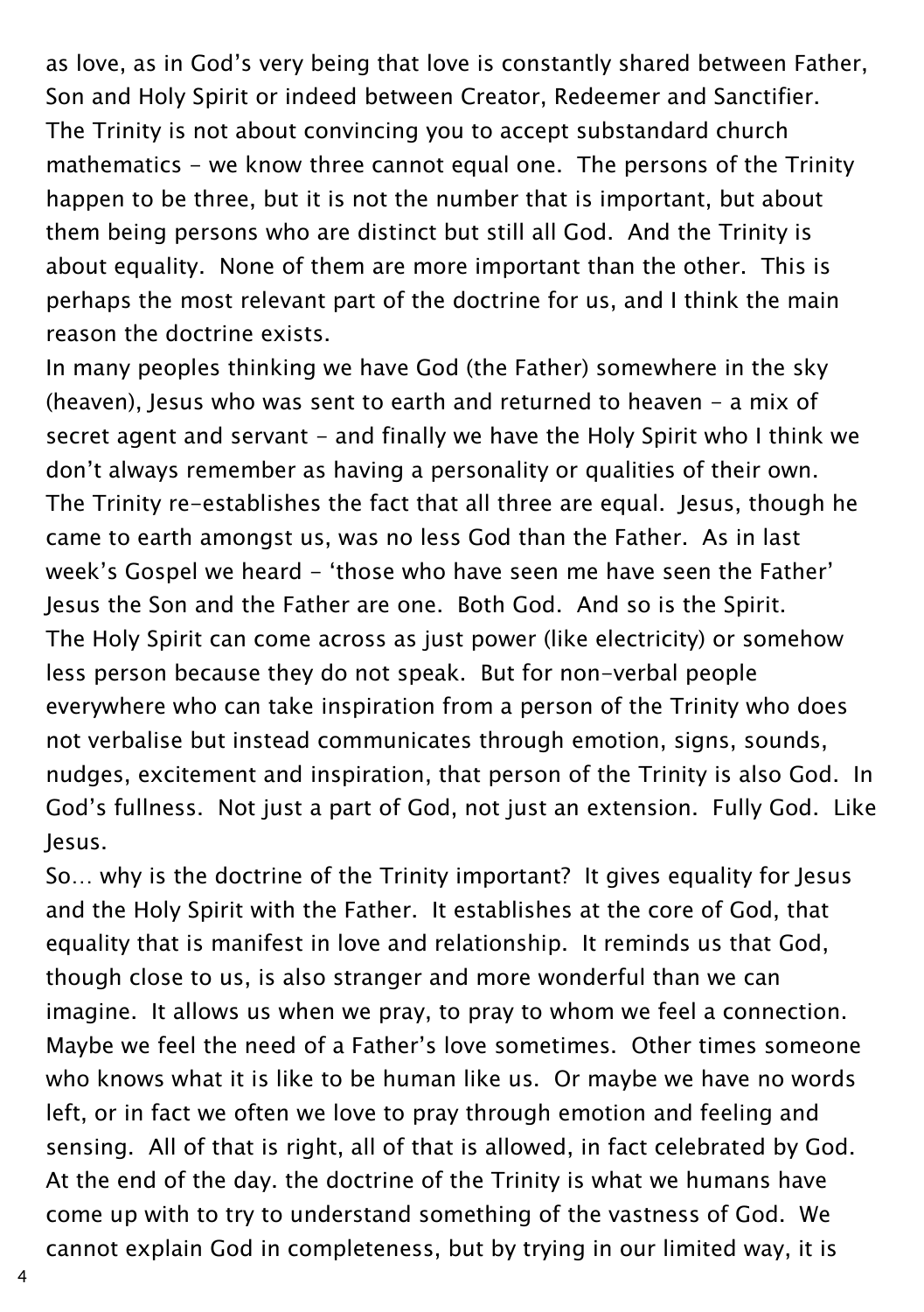as love, as in God's very being that love is constantly shared between Father, Son and Holy Spirit or indeed between Creator, Redeemer and Sanctifier.

The Trinity is not about convincing you to accept substandard church mathematics - we know three cannot equal one. The persons of the Trinity happen to be three, but it is not the number that is important, but about them being persons who are distinct but still all God. And the Trinity is about equality. None of them are more important than the other. This is perhaps the most relevant part of the doctrine for us, and I think the main reason the doctrine exists.

In many peoples thinking we have God (the Father) somewhere in the sky (heaven), Jesus who was sent to earth and returned to heaven - a mix of secret agent and servant - and finally we have the Holy Spirit who I think we don't always remember as having a personality or qualities of their own.

The Trinity re-establishes the fact that all three are equal. Jesus, though he came to earth amongst us, was no less God than the Father. As in last week's Gospel we heard - 'those who have seen me have seen the Father' Jesus the Son and the Father are one. Both God. And so is the Spirit.

The Holy Spirit can come across as just power (like electricity) or somehow less person because they do not speak. But for non-verbal people everywhere who can take inspiration from a person of the Trinity who does not verbalise but instead communicates through emotion, signs, sounds, nudges, excitement and inspiration, that person of the Trinity is also God. In God's fullness. Not just a part of God, not just an extension. Fully God. Like Jesus.

So… why is the doctrine of the Trinity important? It gives equality for Jesus and the Holy Spirit with the Father. It establishes at the core of God, that equality that is manifest in love and relationship. It reminds us that God, though close to us, is also stranger and more wonderful than we can imagine. It allows us when we pray, to pray to whom we feel a connection. Maybe we feel the need of a Father's love sometimes. Other times someone who knows what it is like to be human like us. Or maybe we have no words left, or in fact we often we love to pray through emotion and feeling and sensing. All of that is right, all of that is allowed, in fact celebrated by God.

At the end of the day. the doctrine of the Trinity is what we humans have come up with to try to understand something of the vastness of God. We cannot explain God in completeness, but by trying in our limited way, it is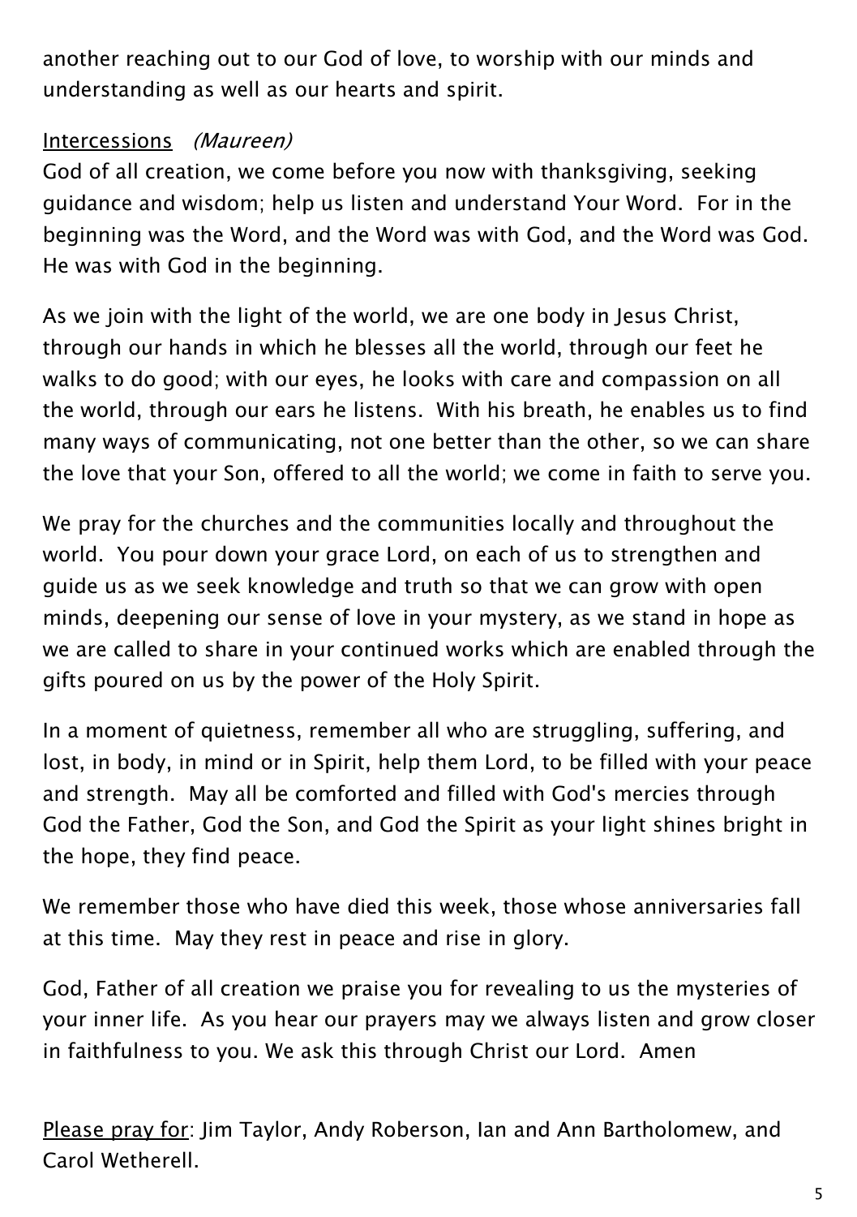another reaching out to our God of love, to worship with our minds and understanding as well as our hearts and spirit.

Intercessions *(Maureen)*

God of all creation, we come before you now with thanksgiving, seeking guidance and wisdom; help us listen and understand Your Word. For in the beginning was the Word, and the Word was with God, and the Word was God. He was with God in the beginning.

As we join with the light of the world, we are one body in Jesus Christ, through our hands in which he blesses all the world, through our feet he walks to do good; with our eyes, he looks with care and compassion on all the world, through our ears he listens. With his breath, he enables us to find many ways of communicating, not one better than the other, so we can share the love that your Son, offered to all the world; we come in faith to serve you.

We pray for the churches and the communities locally and throughout the world. You pour down your grace Lord, on each of us to strengthen and guide us as we seek knowledge and truth so that we can grow with open minds, deepening our sense of love in your mystery, as we stand in hope as we are called to share in your continued works which are enabled through the gifts poured on us by the power of the Holy Spirit.

In a moment of quietness, remember all who are struggling, suffering, and lost, in body, in mind or in Spirit, help them Lord, to be filled with your peace and strength. May all be comforted and filled with God's mercies through God the Father, God the Son, and God the Spirit as your light shines bright in the hope, they find peace.

We remember those who have died this week, those whose anniversaries fall at this time. May they rest in peace and rise in glory.

God, Father of all creation we praise you for revealing to us the mysteries of your inner life. As you hear our prayers may we always listen and grow closer in faithfulness to you. We ask this through Christ our Lord. Amen

Please pray for: Jim Taylor, Andy Roberson, Ian and Ann Bartholomew, and Carol Wetherell.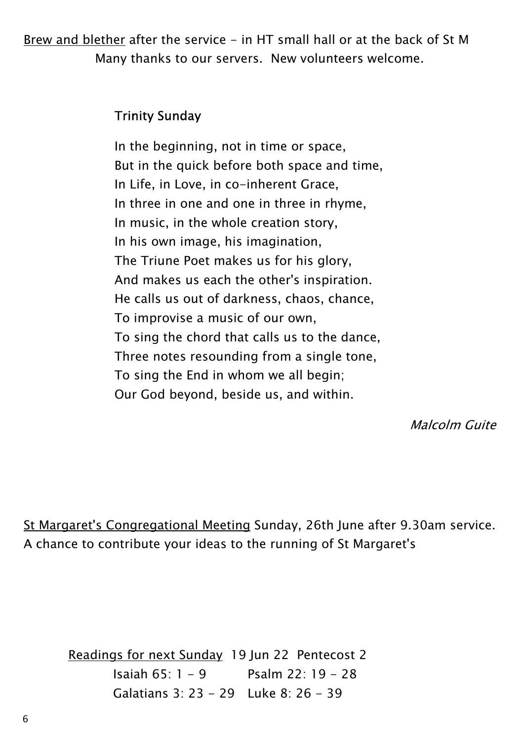Brew and blether after the service - in HT small hall or at the back of St M
Many thanks to our servers. New volunteers welcome.

### Trinity Sunday

In the beginning, not in time or space,
But in the quick before both space and time,
In Life, in Love, in co-inherent Grace,
In three in one and one in three in rhyme,
In music, in the whole creation story,
In his own image, his imagination,
The Triune Poet makes us for his glory,
And makes us each the other's inspiration.
He calls us out of darkness, chaos, chance,
To improvise a music of our own,
To sing the chord that calls us to the dance,
Three notes resounding from a single tone,
To sing the End in whom we all begin;
Our God beyond, beside us, and within.

*Malcolm Guite*

St Margaret's Congregational Meeting Sunday, 26th June after 9.30am service.
A chance to contribute your ideas to the running of St Margaret's

Readings for next Sunday 19 Jun 22 Pentecost 2

Isaiah 65: 1 - 9 Psalm 22: 19 - 28
Galatians 3: 23 - 29 Luke 8: 26 - 39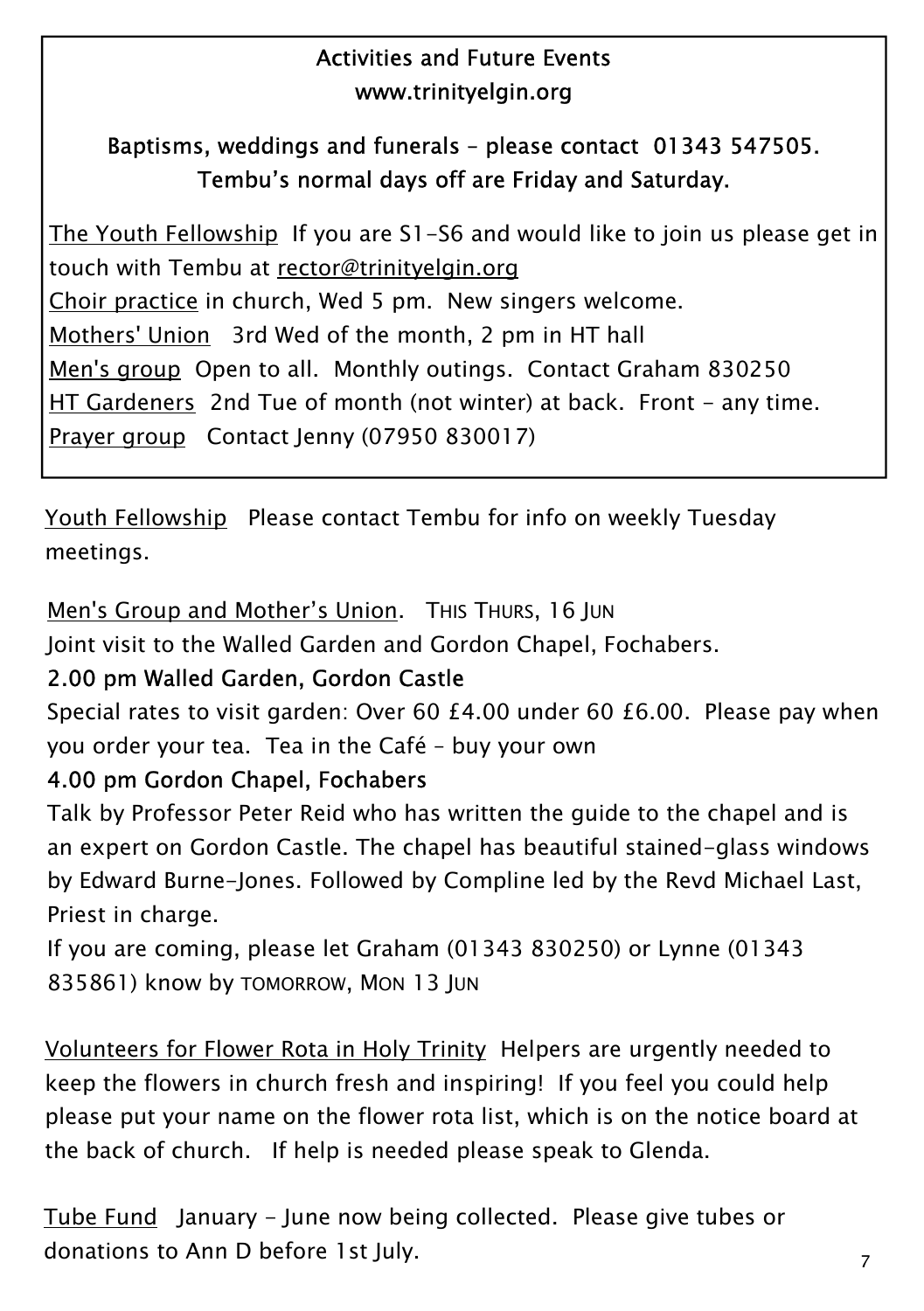## Activities and Future Events

**www.trinityelgin.org**

**Baptisms, weddings and funerals – please contact 01343 547505.**
**Tembu's normal days off are Friday and Saturday.**

The Youth Fellowship If you are S1-S6 and would like to join us please get in touch with Tembu at rector@trinityelgin.org

Choir practice in church, Wed 5 pm. New singers welcome.

Mothers' Union 3rd Wed of the month, 2 pm in HT hall

Men's group Open to all. Monthly outings. Contact Graham 830250

HT Gardeners 2nd Tue of month (not winter) at back. Front - any time.

Prayer group Contact Jenny (07950 830017)

Youth Fellowship Please contact Tembu for info on weekly Tuesday meetings.

Men's Group and Mother's Union. THIS THURS, 16 JUN

Joint visit to the Walled Garden and Gordon Chapel, Fochabers.

**2.00 pm Walled Garden, Gordon Castle**

Special rates to visit garden: Over 60 £4.00 under 60 £6.00. Please pay when you order your tea. Tea in the Café – buy your own

**4.00 pm Gordon Chapel, Fochabers**

Talk by Professor Peter Reid who has written the guide to the chapel and is an expert on Gordon Castle. The chapel has beautiful stained-glass windows by Edward Burne-Jones. Followed by Compline led by the Revd Michael Last, Priest in charge.

If you are coming, please let Graham (01343 830250) or Lynne (01343 835861) know by TOMORROW, MON 13 JUN

Volunteers for Flower Rota in Holy Trinity Helpers are urgently needed to keep the flowers in church fresh and inspiring! If you feel you could help please put your name on the flower rota list, which is on the notice board at the back of church. If help is needed please speak to Glenda.

Tube Fund January - June now being collected. Please give tubes or donations to Ann D before 1st July.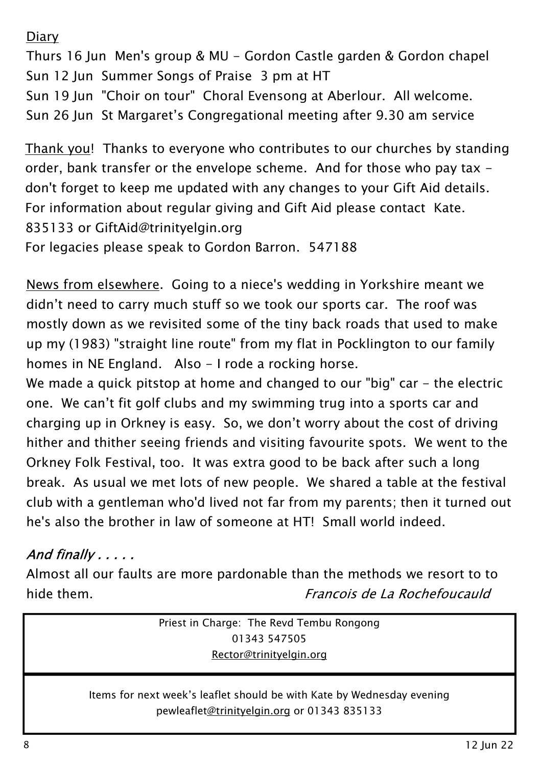Diary

Thurs 16 Jun Men's group & MU - Gordon Castle garden & Gordon chapel
Sun 12 Jun Summer Songs of Praise 3 pm at HT
Sun 19 Jun "Choir on tour" Choral Evensong at Aberlour. All welcome.
Sun 26 Jun St Margaret's Congregational meeting after 9.30 am service

Thank you! Thanks to everyone who contributes to our churches by standing order, bank transfer or the envelope scheme. And for those who pay tax - don't forget to keep me updated with any changes to your Gift Aid details. For information about regular giving and Gift Aid please contact Kate. 835133 or GiftAid@trinityelgin.org
For legacies please speak to Gordon Barron. 547188

News from elsewhere. Going to a niece's wedding in Yorkshire meant we didn't need to carry much stuff so we took our sports car. The roof was mostly down as we revisited some of the tiny back roads that used to make up my (1983) "straight line route" from my flat in Pocklington to our family homes in NE England. Also - I rode a rocking horse.
We made a quick pitstop at home and changed to our "big" car - the electric one. We can't fit golf clubs and my swimming trug into a sports car and charging up in Orkney is easy. So, we don't worry about the cost of driving hither and thither seeing friends and visiting favourite spots. We went to the Orkney Folk Festival, too. It was extra good to be back after such a long break. As usual we met lots of new people. We shared a table at the festival club with a gentleman who'd lived not far from my parents; then it turned out he's also the brother in law of someone at HT! Small world indeed.

*And finally . . . . .*
Almost all our faults are more pardonable than the methods we resort to to hide them. *Francois de La Rochefoucauld*

Priest in Charge: The Revd Tembu Rongong
01343 547505
Rector@trinityelgin.org

Items for next week's leaflet should be with Kate by Wednesday evening
pewleaflet@trinityelgin.org or 01343 835133

12 Jun 22